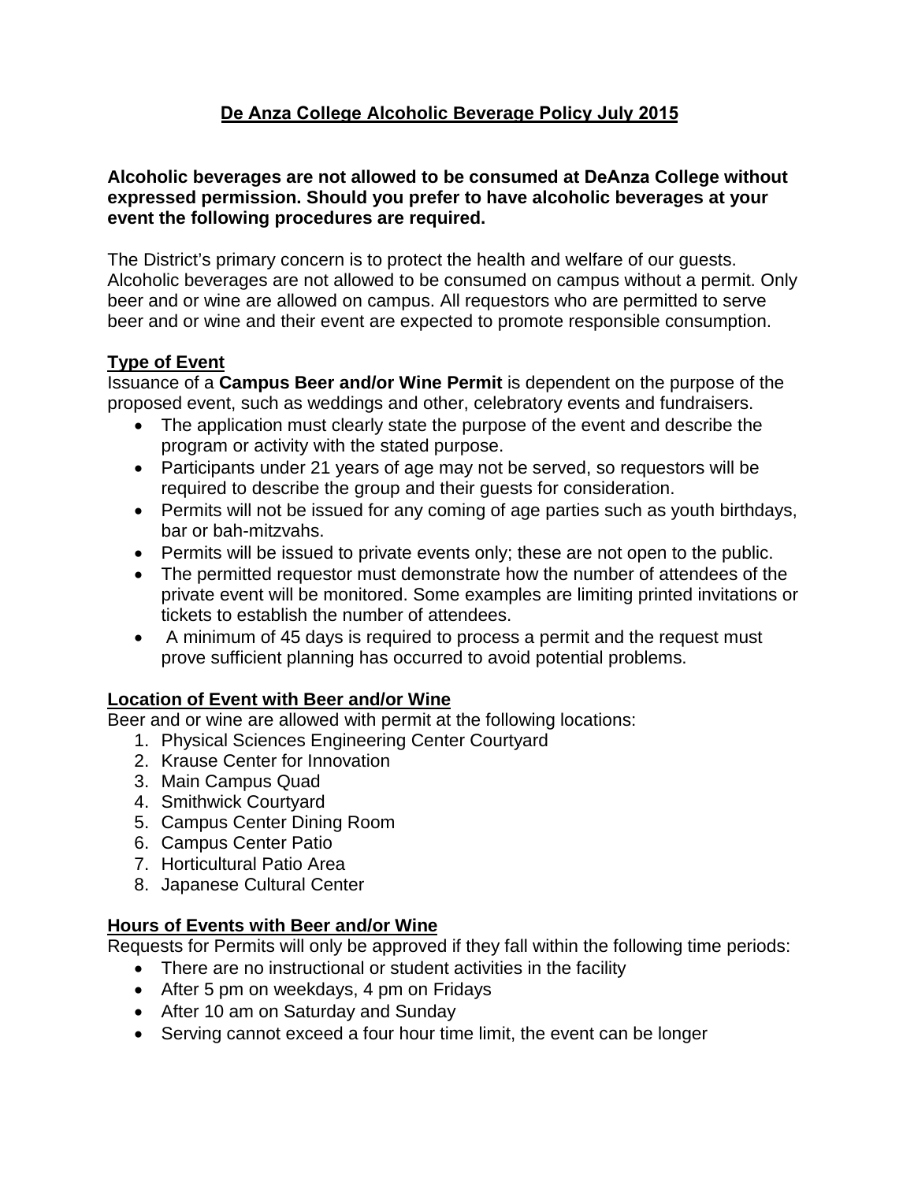# De Anza College Alcoholic Beverage Policy July 2015

**Alcoholic beverages are not allowed to be consumed at DeAnza College without expressed permission. Should you prefer to have alcoholic beverages at your event the following procedures are required.**

The District's primary concern is to protect the health and welfare of our guests. Alcoholic beverages are not allowed to be consumed on campus without a permit. Only beer and or wine are allowed on campus. All requestors who are permitted to serve beer and or wine and their event are expected to promote responsible consumption.

## Type of Event

Issuance of a **Campus Beer and/or Wine Permit** is dependent on the purpose of the proposed event, such as weddings and other, celebratory events and fundraisers.

- The application must clearly state the purpose of the event and describe the program or activity with the stated purpose.
- Participants under 21 years of age may not be served, so requestors will be required to describe the group and their guests for consideration.
- Permits will not be issued for any coming of age parties such as youth birthdays, bar or bah-mitzvahs.
- Permits will be issued to private events only; these are not open to the public.
- The permitted requestor must demonstrate how the number of attendees of the private event will be monitored. Some examples are limiting printed invitations or tickets to establish the number of attendees.
- A minimum of 45 days is required to process a permit and the request must prove sufficient planning has occurred to avoid potential problems.

## Location of Event with Beer and/or Wine

Beer and or wine are allowed with permit at the following locations:

1. Physical Sciences Engineering Center Courtyard
2. Krause Center for Innovation
3. Main Campus Quad
4. Smithwick Courtyard
5. Campus Center Dining Room
6. Campus Center Patio
7. Horticultural Patio Area
8. Japanese Cultural Center

## Hours of Events with Beer and/or Wine

Requests for Permits will only be approved if they fall within the following time periods:

- There are no instructional or student activities in the facility
- After 5 pm on weekdays, 4 pm on Fridays
- After 10 am on Saturday and Sunday
- Serving cannot exceed a four hour time limit, the event can be longer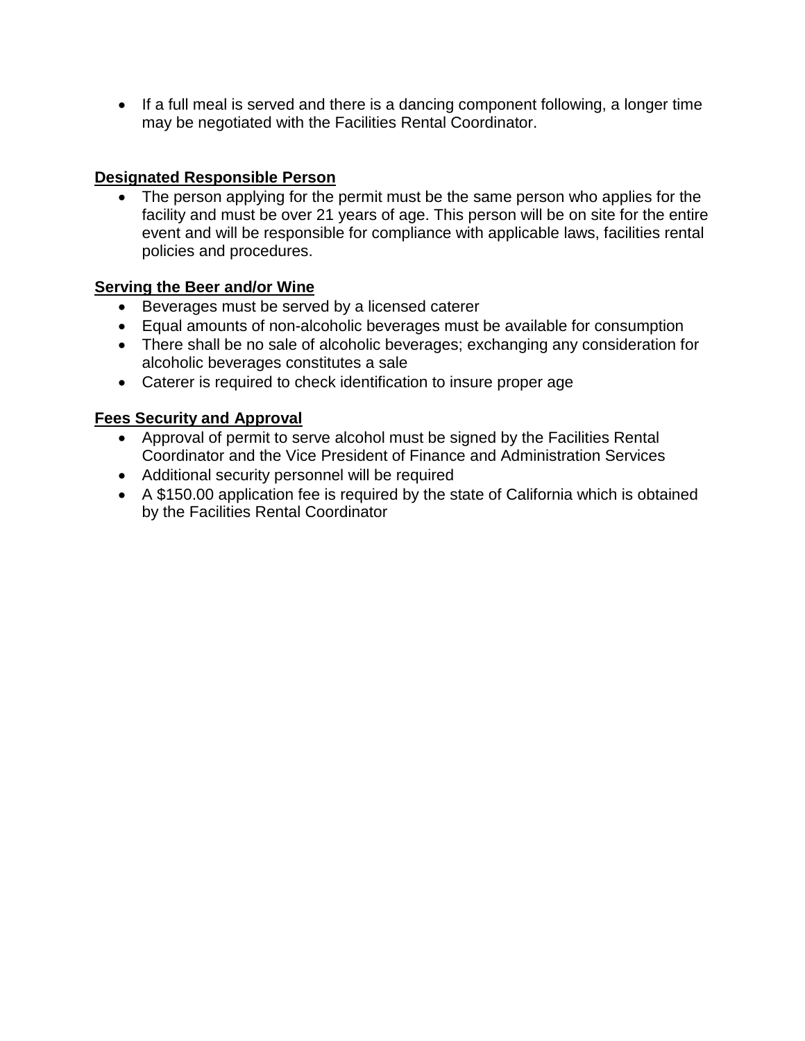- If a full meal is served and there is a dancing component following, a longer time may be negotiated with the Facilities Rental Coordinator.

**Designated Responsible Person**

- The person applying for the permit must be the same person who applies for the facility and must be over 21 years of age. This person will be on site for the entire event and will be responsible for compliance with applicable laws, facilities rental policies and procedures.

**Serving the Beer and/or Wine**

- Beverages must be served by a licensed caterer
- Equal amounts of non-alcoholic beverages must be available for consumption
- There shall be no sale of alcoholic beverages; exchanging any consideration for alcoholic beverages constitutes a sale
- Caterer is required to check identification to insure proper age

**Fees Security and Approval**

- Approval of permit to serve alcohol must be signed by the Facilities Rental Coordinator and the Vice President of Finance and Administration Services
- Additional security personnel will be required
- A $150.00 application fee is required by the state of California which is obtained by the Facilities Rental Coordinator